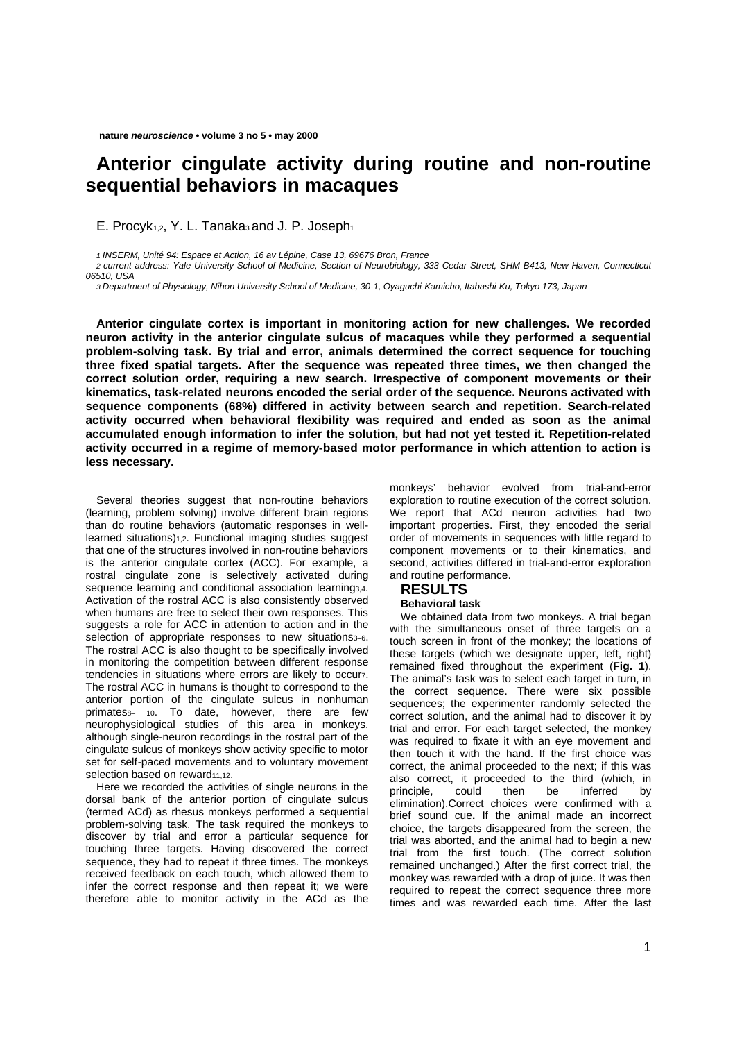# Anterior cingulate activity during routine and non-routine sequential behaviors in macaques

E. Procyk[1,2], Y. L. Tanaka[3] and J. P. Joseph[1]

*[1] INSERM, Unité 94: Espace et Action, 16 av Lépine, Case 13, 69676 Bron, France*
*[2] current address: Yale University School of Medicine, Section of Neurobiology, 333 Cedar Street, SHM B413, New Haven, Connecticut 06510, USA*
*[3] Department of Physiology, Nihon University School of Medicine, 30-1, Oyaguchi-Kamicho, Itabashi-Ku, Tokyo 173, Japan*

**Anterior cingulate cortex is important in monitoring action for new challenges. We recorded neuron activity in the anterior cingulate sulcus of macaques while they performed a sequential problem-solving task. By trial and error, animals determined the correct sequence for touching three fixed spatial targets. After the sequence was repeated three times, we then changed the correct solution order, requiring a new search. Irrespective of component movements or their kinematics, task-related neurons encoded the serial order of the sequence. Neurons activated with sequence components (68%) differed in activity between search and repetition. Search-related activity occurred when behavioral flexibility was required and ended as soon as the animal accumulated enough information to infer the solution, but had not yet tested it. Repetition-related activity occurred in a regime of memory-based motor performance in which attention to action is less necessary.**

Several theories suggest that non-routine behaviors (learning, problem solving) involve different brain regions than do routine behaviors (automatic responses in well-learned situations)[1,2]. Functional imaging studies suggest that one of the structures involved in non-routine behaviors is the anterior cingulate cortex (ACC). For example, a rostral cingulate zone is selectively activated during sequence learning and conditional association learning[3,4]. Activation of the rostral ACC is also consistently observed when humans are free to select their own responses. This suggests a role for ACC in attention to action and in the selection of appropriate responses to new situations[3–6]. The rostral ACC is also thought to be specifically involved in monitoring the competition between different response tendencies in situations where errors are likely to occur[7]. The rostral ACC in humans is thought to correspond to the anterior portion of the cingulate sulcus in nonhuman primates[8–10]. To date, however, there are few neurophysiological studies of this area in monkeys, although single-neuron recordings in the rostral part of the cingulate sulcus of monkeys show activity specific to motor set for self-paced movements and to voluntary movement selection based on reward[11,12].

Here we recorded the activities of single neurons in the dorsal bank of the anterior portion of cingulate sulcus (termed ACd) as rhesus monkeys performed a sequential problem-solving task. The task required the monkeys to discover by trial and error a particular sequence for touching three targets. Having discovered the correct sequence, they had to repeat it three times. The monkeys received feedback on each touch, which allowed them to infer the correct response and then repeat it; we were therefore able to monitor activity in the ACd as the monkeys' behavior evolved from trial-and-error exploration to routine execution of the correct solution. We report that ACd neuron activities had two important properties. First, they encoded the serial order of movements in sequences with little regard to component movements or to their kinematics, and second, activities differed in trial-and-error exploration and routine performance.

## RESULTS

### Behavioral task

We obtained data from two monkeys. A trial began with the simultaneous onset of three targets on a touch screen in front of the monkey; the locations of these targets (which we designate upper, left, right) remained fixed throughout the experiment (**Fig. 1**). The animal's task was to select each target in turn, in the correct sequence. There were six possible sequences; the experimenter randomly selected the correct solution, and the animal had to discover it by trial and error. For each target selected, the monkey was required to fixate it with an eye movement and then touch it with the hand. If the first choice was correct, the animal proceeded to the next; if this was also correct, it proceeded to the third (which, in principle, could then be inferred by elimination).Correct choices were confirmed with a brief sound cue**.** If the animal made an incorrect choice, the targets disappeared from the screen, the trial was aborted, and the animal had to begin a new trial from the first touch. (The correct solution remained unchanged.) After the first correct trial, the monkey was rewarded with a drop of juice. It was then required to repeat the correct sequence three more times and was rewarded each time. After the last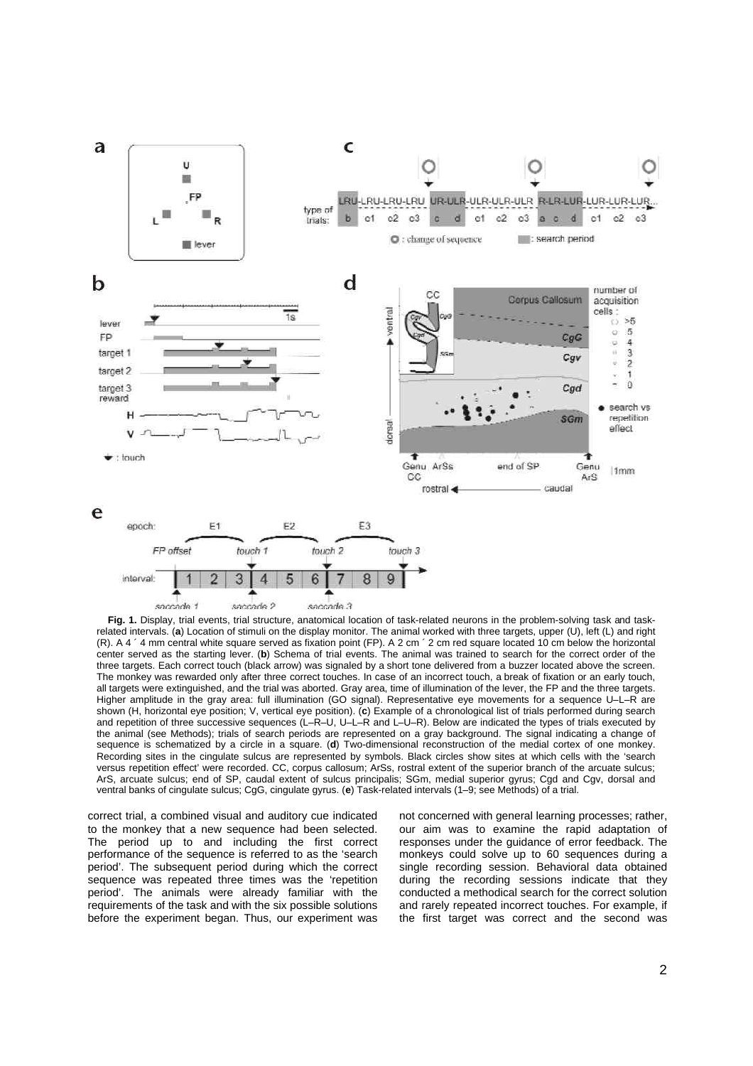a

U

FP

L R

lever

b

1s

lever

FP

target 1

target 2

target 3

reward

H

V

: touch

c

type of trials:

LRU-LRU-LRU-LRU UR-ULR-ULR-ULR-ULR R-LR-LUR-LUR-LUR-LUR...

b c1 c2 c3 c d c1 c2 c3 a c d c1 c2 c3

: change of sequence

: search period

d

CC

Corpus Callosum

CgG

Cgv

Cgd

SGm

ventral

dorsal

Genu CC ArSs end of SP Genu ArS

rostral caudal

1mm

number of acquisition cells :

>5
5
4
3
2
1
0

search vs repetition effect

e

epoch: E1 E2 E3

FP offset touch 1 touch 2 touch 3

interval: 1 2 3 4 5 6 7 8 9

saccade 1 saccade 2 saccade 3

**Fig. 1.** Display, trial events, trial structure, anatomical location of task-related neurons in the problem-solving task and task-related intervals. (**a**) Location of stimuli on the display monitor. The animal worked with three targets, upper (U), left (L) and right (R). A 4 ´ 4 mm central white square served as fixation point (FP). A 2 cm ´ 2 cm red square located 10 cm below the horizontal center served as the starting lever. (**b**) Schema of trial events. The animal was trained to search for the correct order of the three targets. Each correct touch (black arrow) was signaled by a short tone delivered from a buzzer located above the screen. The monkey was rewarded only after three correct touches. In case of an incorrect touch, a break of fixation or an early touch, all targets were extinguished, and the trial was aborted. Gray area, time of illumination of the lever, the FP and the three targets. Higher amplitude in the gray area: full illumination (GO signal). Representative eye movements for a sequence U–L–R are shown (H, horizontal eye position; V, vertical eye position). (**c**) Example of a chronological list of trials performed during search and repetition of three successive sequences (L–R–U, U–L–R and L–U–R). Below are indicated the types of trials executed by the animal (see Methods); trials of search periods are represented on a gray background. The signal indicating a change of sequence is schematized by a circle in a square. (**d**) Two-dimensional reconstruction of the medial cortex of one monkey. Recording sites in the cingulate sulcus are represented by symbols. Black circles show sites at which cells with the 'search versus repetition effect' were recorded. CC, corpus callosum; ArSs, rostral extent of the superior branch of the arcuate sulcus; ArS, arcuate sulcus; end of SP, caudal extent of sulcus principalis; SGm, medial superior gyrus; Cgd and Cgv, dorsal and ventral banks of cingulate sulcus; CgG, cingulate gyrus. (**e**) Task-related intervals (1–9; see Methods) of a trial.

correct trial, a combined visual and auditory cue indicated to the monkey that a new sequence had been selected. The period up to and including the first correct performance of the sequence is referred to as the 'search period'. The subsequent period during which the correct sequence was repeated three times was the 'repetition period'. The animals were already familiar with the requirements of the task and with the six possible solutions before the experiment began. Thus, our experiment was not concerned with general learning processes; rather, our aim was to examine the rapid adaptation of responses under the guidance of error feedback. The monkeys could solve up to 60 sequences during a single recording session. Behavioral data obtained during the recording sessions indicate that they conducted a methodical search for the correct solution and rarely repeated incorrect touches. For example, if the first target was correct and the second was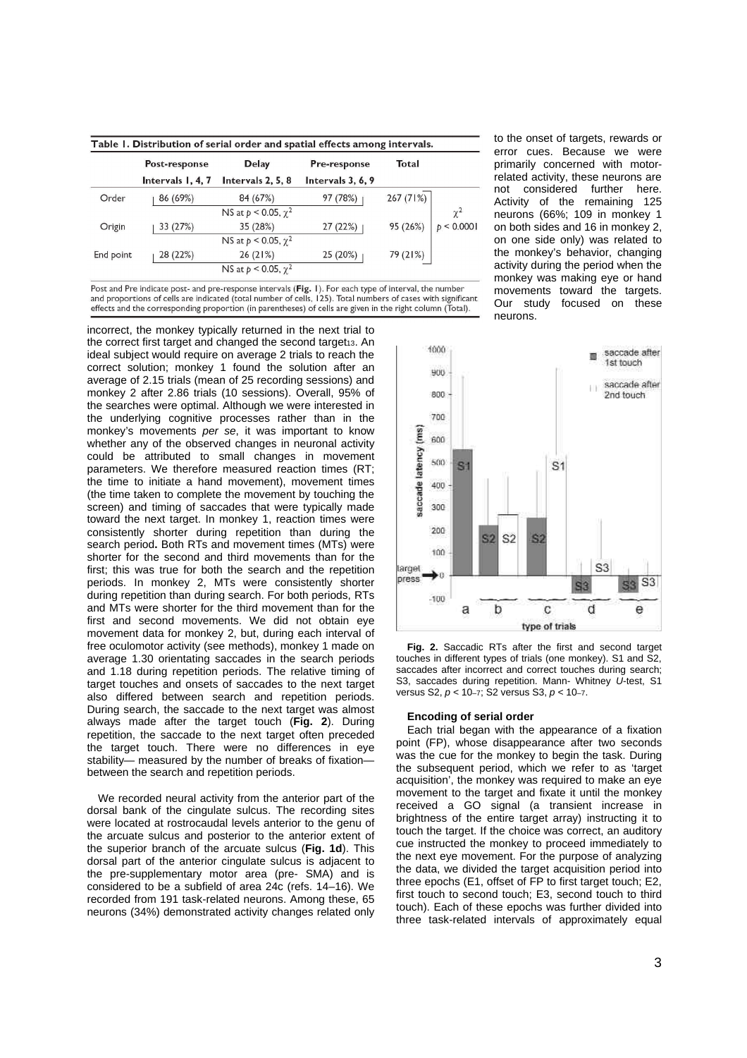**Table 1. Distribution of serial order and spatial effects among intervals.**

| | Post-response | Delay | Pre-response | Total | |
|---|---|---|---|---|---|
| | Intervals 1, 4, 7 | Intervals 2, 5, 8 | Intervals 3, 6, 9 | | |
| Order | 86 (69%) | 84 (67%) | 97 (78%) | 267 (71%) | |
| | | NS at $p < 0.05$, $\chi^2$ | | | $\chi^2$ |
| Origin | 33 (27%) | 35 (28%) | 27 (22%) | 95 (26%) | $p < 0.0001$ |
| | | NS at $p < 0.05$, $\chi^2$ | | | |
| End point | 28 (22%) | 26 (21%) | 25 (20%) | 79 (21%) | |
| | | NS at $p < 0.05$, $\chi^2$ | | | |

Post and Pre indicate post- and pre-response intervals (**Fig. 1**). For each type of interval, the number and proportions of cells are indicated (total number of cells, 125). Total numbers of cases with significant effects and the corresponding proportion (in parentheses) of cells are given in the right column (Total).

incorrect, the monkey typically returned in the next trial to the correct first target and changed the second target[13]. An ideal subject would require on average 2 trials to reach the correct solution; monkey 1 found the solution after an average of 2.15 trials (mean of 25 recording sessions) and monkey 2 after 2.86 trials (10 sessions). Overall, 95% of the searches were optimal. Although we were interested in the underlying cognitive processes rather than in the monkey's movements *per se*, it was important to know whether any of the observed changes in neuronal activity could be attributed to small changes in movement parameters. We therefore measured reaction times (RT; the time to initiate a hand movement), movement times (the time taken to complete the movement by touching the screen) and timing of saccades that were typically made toward the next target. In monkey 1, reaction times were consistently shorter during repetition than during the search period**.** Both RTs and movement times (MTs) were shorter for the second and third movements than for the first; this was true for both the search and the repetition periods. In monkey 2, MTs were consistently shorter during repetition than during search. For both periods, RTs and MTs were shorter for the third movement than for the first and second movements. We did not obtain eye movement data for monkey 2, but, during each interval of free oculomotor activity (see methods), monkey 1 made on average 1.30 orientating saccades in the search periods and 1.18 during repetition periods. The relative timing of target touches and onsets of saccades to the next target also differed between search and repetition periods. During search, the saccade to the next target was almost always made after the target touch (**Fig. 2**). During repetition, the saccade to the next target often preceded the target touch. There were no differences in eye stability— measured by the number of breaks of fixation— between the search and repetition periods.

We recorded neural activity from the anterior part of the dorsal bank of the cingulate sulcus. The recording sites were located at rostrocaudal levels anterior to the genu of the arcuate sulcus and posterior to the anterior extent of the superior branch of the arcuate sulcus (**Fig. 1d**). This dorsal part of the anterior cingulate sulcus is adjacent to the pre-supplementary motor area (pre- SMA) and is considered to be a subfield of area 24c (refs. 14–16). We recorded from 191 task-related neurons. Among these, 65 neurons (34%) demonstrated activity changes related only to the onset of targets, rewards or error cues. Because we were primarily concerned with motor-related activity, these neurons are not considered further here. Activity of the remaining 125 neurons (66%; 109 in monkey 1 on both sides and 16 in monkey 2, on one side only) was related to the monkey's behavior, changing activity during the period when the monkey was making eye or hand movements toward the targets. Our study focused on these neurons.

**Fig. 2.** Saccadic RTs after the first and second target touches in different types of trials (one monkey). S1 and S2, saccades after incorrect and correct touches during search; S3, saccades during repetition. Mann- Whitney *U*-test, S1 versus S2, $p < 10^{-7}$; S2 versus S3, $p < 10^{-7}$.

### Encoding of serial order

Each trial began with the appearance of a fixation point (FP), whose disappearance after two seconds was the cue for the monkey to begin the task. During the subsequent period, which we refer to as 'target acquisition', the monkey was required to make an eye movement to the target and fixate it until the monkey received a GO signal (a transient increase in brightness of the entire target array) instructing it to touch the target. If the choice was correct, an auditory cue instructed the monkey to proceed immediately to the next eye movement. For the purpose of analyzing the data, we divided the target acquisition period into three epochs (E1, offset of FP to first target touch; E2, first touch to second touch; E3, second touch to third touch). Each of these epochs was further divided into three task-related intervals of approximately equal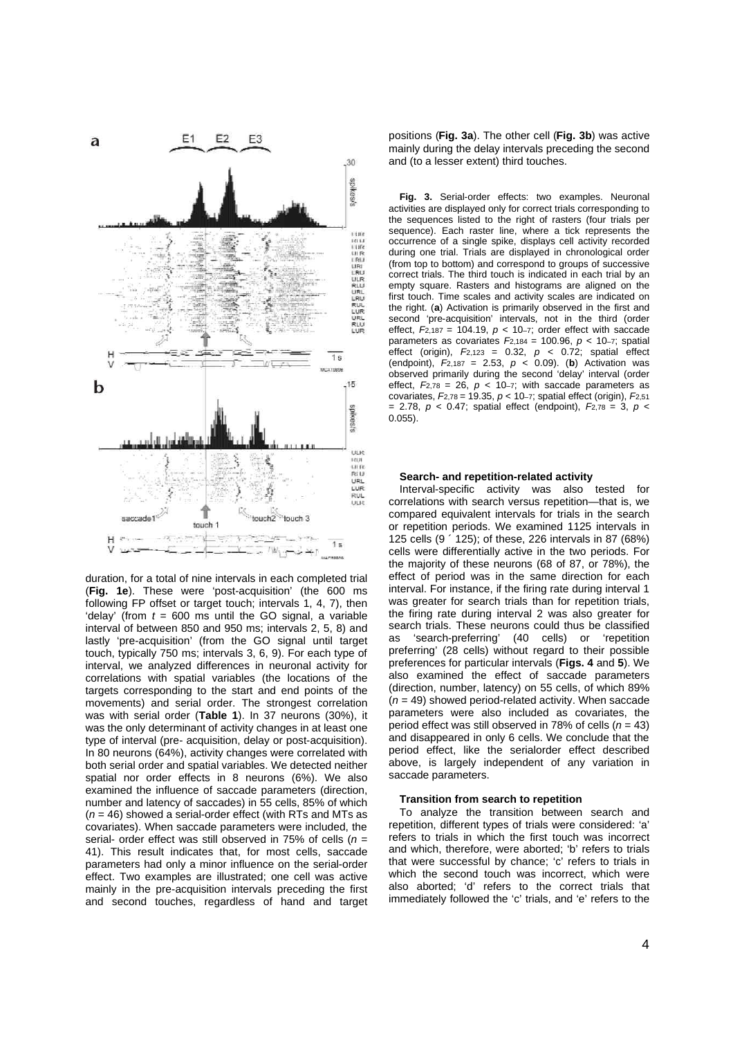duration, for a total of nine intervals in each completed trial (**Fig. 1e**). These were 'post-acquisition' (the 600 ms following FP offset or target touch; intervals 1, 4, 7), then 'delay' (from $t$ = 600 ms until the GO signal, a variable interval of between 850 and 950 ms; intervals 2, 5, 8) and lastly 'pre-acquisition' (from the GO signal until target touch, typically 750 ms; intervals 3, 6, 9). For each type of interval, we analyzed differences in neuronal activity for correlations with spatial variables (the locations of the targets corresponding to the start and end points of the movements) and serial order. The strongest correlation was with serial order (**Table 1**). In 37 neurons (30%), it was the only determinant of activity changes in at least one type of interval (pre- acquisition, delay or post-acquisition). In 80 neurons (64%), activity changes were correlated with both serial order and spatial variables. We detected neither spatial nor order effects in 8 neurons (6%). We also examined the influence of saccade parameters (direction, number and latency of saccades) in 55 cells, 85% of which ($n$ = 46) showed a serial-order effect (with RTs and MTs as covariates). When saccade parameters were included, the serial- order effect was still observed in 75% of cells ($n$ = 41). This result indicates that, for most cells, saccade parameters had only a minor influence on the serial-order effect. Two examples are illustrated; one cell was active mainly in the pre-acquisition intervals preceding the first and second touches, regardless of hand and target positions (**Fig. 3a**). The other cell (**Fig. 3b**) was active mainly during the delay intervals preceding the second and (to a lesser extent) third touches.

**Fig. 3.** Serial-order effects: two examples. Neuronal activities are displayed only for correct trials corresponding to the sequences listed to the right of rasters (four trials per sequence). Each raster line, where a tick represents the occurrence of a single spike, displays cell activity recorded during one trial. Trials are displayed in chronological order (from top to bottom) and correspond to groups of successive correct trials. The third touch is indicated in each trial by an empty square. Rasters and histograms are aligned on the first touch. Time scales and activity scales are indicated on the right. (**a**) Activation is primarily observed in the first and second 'pre-acquisition' intervals, not in the third (order effect, $F_{2,187}$ = 104.19, $p < 10^{-7}$; order effect with saccade parameters as covariates $F_{2,184}$ = 100.96, $p < 10^{-7}$; spatial effect (origin), $F_{2,123}$ = 0.32, $p$ < 0.72; spatial effect (endpoint), $F_{2,187}$ = 2.53, $p$ < 0.09). (**b**) Activation was observed primarily during the second 'delay' interval (order effect, $F_{2,78}$ = 26, $p < 10^{-7}$; with saccade parameters as covariates, $F_{2,78}$ = 19.35, $p < 10^{-7}$; spatial effect (origin), $F_{2,51}$ = 2.78, $p$ < 0.47; spatial effect (endpoint), $F_{2,78}$ = 3, $p$ < 0.055).

### Search- and repetition-related activity

Interval-specific activity was also tested for correlations with search versus repetition—that is, we compared equivalent intervals for trials in the search or repetition periods. We examined 1125 intervals in 125 cells (9 ´ 125); of these, 226 intervals in 87 (68%) cells were differentially active in the two periods. For the majority of these neurons (68 of 87, or 78%), the effect of period was in the same direction for each interval. For instance, if the firing rate during interval 1 was greater for search trials than for repetition trials, the firing rate during interval 2 was also greater for search trials. These neurons could thus be classified as 'search-preferring' (40 cells) or 'repetition preferring' (28 cells) without regard to their possible preferences for particular intervals (**Figs. 4** and **5**). We also examined the effect of saccade parameters (direction, number, latency) on 55 cells, of which 89% ($n$ = 49) showed period-related activity. When saccade parameters were also included as covariates, the period effect was still observed in 78% of cells ($n$ = 43) and disappeared in only 6 cells. We conclude that the period effect, like the serialorder effect described above, is largely independent of any variation in saccade parameters.

### Transition from search to repetition

To analyze the transition between search and repetition, different types of trials were considered: 'a' refers to trials in which the first touch was incorrect and which, therefore, were aborted; 'b' refers to trials that were successful by chance; 'c' refers to trials in which the second touch was incorrect, which were also aborted; 'd' refers to the correct trials that immediately followed the 'c' trials, and 'e' refers to the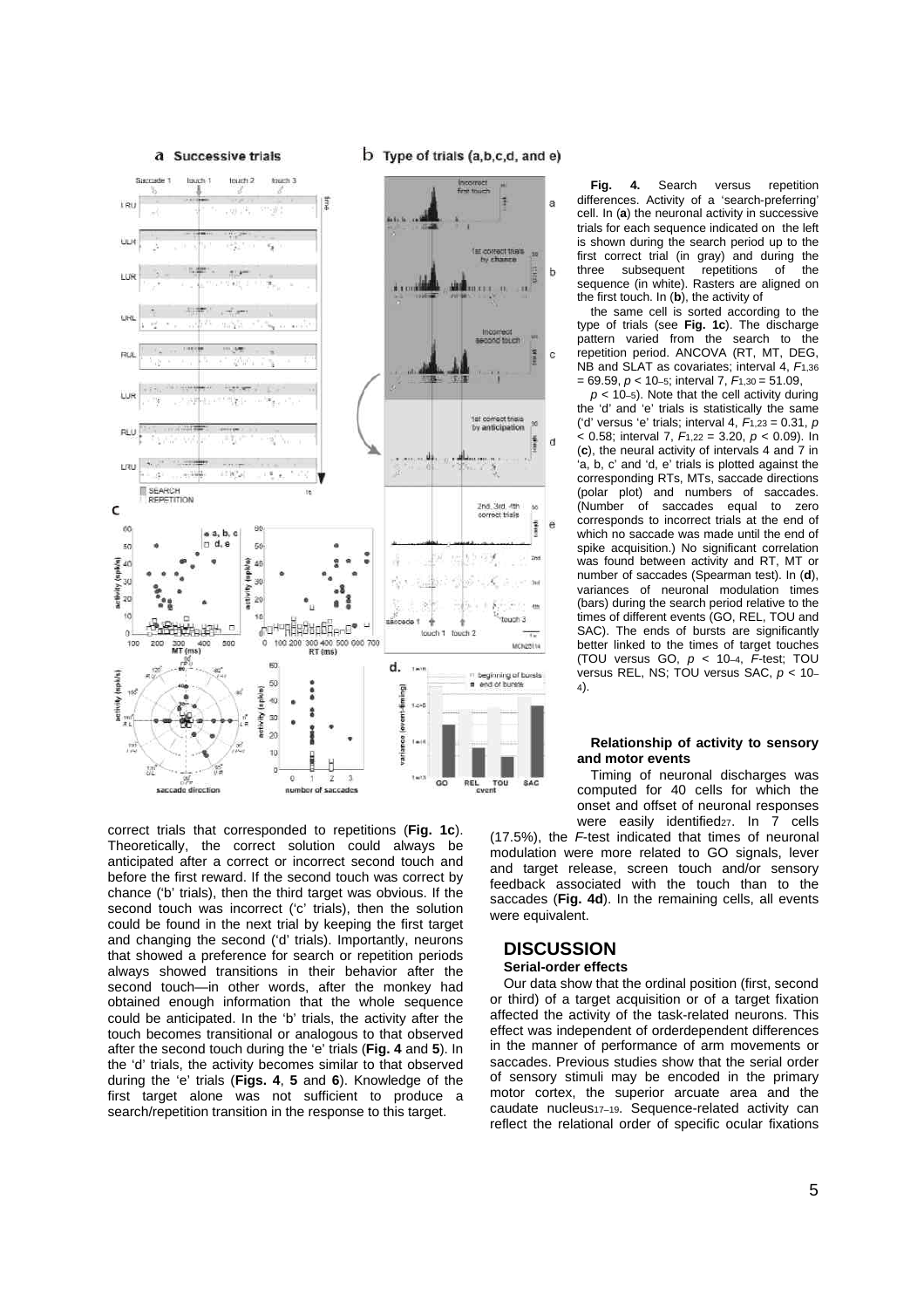**Fig. 4.** Search versus repetition differences. Activity of a 'search-preferring' cell. In (**a**) the neuronal activity in successive trials for each sequence indicated on the left is shown during the search period up to the first correct trial (in gray) and during the three subsequent repetitions of the sequence (in white). Rasters are aligned on the first touch. In (**b**), the activity of the same cell is sorted according to the type of trials (see **Fig. 1c**). The discharge pattern varied from the search to the repetition period. ANCOVA (RT, MT, DEG, NB and SLAT as covariates; interval 4, $F_{1,36} = 69.59$, $p < 10^{-5}$; interval 7, $F_{1,30} = 51.09$, $p < 10^{-5}$). Note that the cell activity during the 'd' versus 'e' trials is statistically the same ('d' versus 'e' trials; interval 4, $F_{1,23} = 0.31$, $p < 0.58$; interval 7, $F_{1,22} = 3.20$, $p < 0.09$). In (**c**), the neural activity of intervals 4 and 7 in 'a, b, c' and 'd, e' trials is plotted against the corresponding RTs, MTs, saccade directions (polar plot) and numbers of saccades. (Number of saccades equal to zero corresponds to incorrect trials at the end of which no saccade was made until the end of spike acquisition.) No significant correlation was found between activity and RT, MT or number of saccades (Spearman test). In (**d**), variances of neuronal modulation times (bars) during the search period relative to the times of different events (GO, REL, TOU and SAC). The ends of bursts are significantly better linked to the times of target touches (TOU versus GO, $p < 10^{-4}$, *F*-test; TOU versus REL, NS; TOU versus SAC, $p < 10^{-4}$).

correct trials that corresponded to repetitions (**Fig. 1c**). Theoretically, the correct solution could always be anticipated after a correct or incorrect second touch and before the first reward. If the second touch was correct by chance ('b' trials), then the third target was obvious. If the second touch was incorrect ('c' trials), then the solution could be found in the next trial by keeping the first target and changing the second ('d' trials). Importantly, neurons that showed a preference for search or repetition periods always showed transitions in their behavior after the second touch—in other words, after the monkey had obtained enough information that the whole sequence could be anticipated. In the 'b' trials, the activity after the touch becomes transitional or analogous to that observed after the second touch during the 'e' trials (**Fig. 4** and **5**). In the 'd' trials, the activity becomes similar to that observed during the 'e' trials (**Figs. 4**, **5** and **6**). Knowledge of the first target alone was not sufficient to produce a search/repetition transition in the response to this target.

### Relationship of activity to sensory and motor events

Timing of neuronal discharges was computed for 40 cells for which the onset and offset of neuronal responses were easily identified[27]. In 7 cells (17.5%), the *F*-test indicated that times of neuronal modulation were more related to GO signals, lever and target release, screen touch and/or sensory feedback associated with the touch than to the saccades (**Fig. 4d**). In the remaining cells, all events were equivalent.

## DISCUSSION

### Serial-order effects

Our data show that the ordinal position (first, second or third) of a target acquisition or of a target fixation affected the activity of the task-related neurons. This effect was independent of orderdependent differences in the manner of performance of arm movements or saccades. Previous studies show that the serial order of sensory stimuli may be encoded in the primary motor cortex, the superior arcuate area and the caudate nucleus[17–19]. Sequence-related activity can reflect the relational order of specific ocular fixations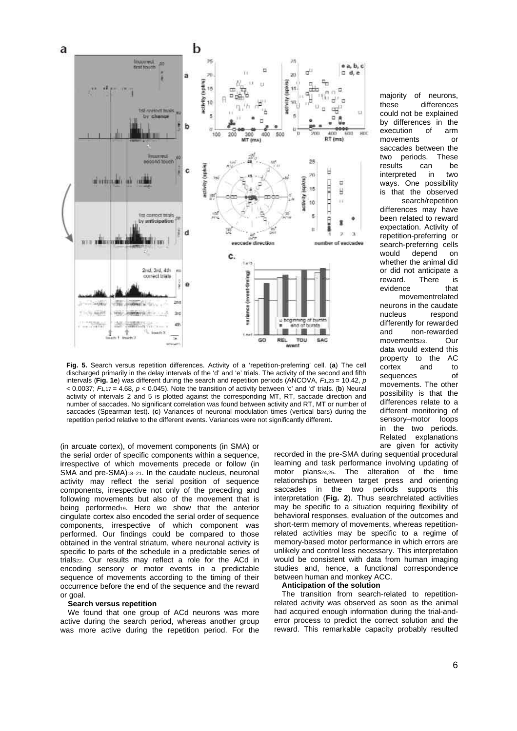majority of neurons, these differences could not be explained by differences in the execution of arm movements or saccades between the two periods. These results can be interpreted in two ways. One possibility is that the observed search/repetition differences may have been related to reward expectation. Activity of repetition-preferring or search-preferring cells would depend on whether the animal did or did not anticipate a reward. There is evidence that movementrelated neurons in the caudate nucleus respond differently for rewarded and non-rewarded movements[23]. Our data would extend this property to the AC cortex and to sequences of movements. The other possibility is that the differences relate to a different monitoring of sensory–motor loops in the two periods. Related explanations are given for activity recorded in the pre-SMA during sequential procedural learning and task performance involving updating of motor plans[24,25]. The alteration of the time relationships between target press and orienting saccades in the two periods supports this interpretation (**Fig. 2**). Thus searchrelated activities may be specific to a situation requiring flexibility of behavioral responses, evaluation of the outcomes and short-term memory of movements, whereas repetition-related activities may be specific to a regime of memory-based motor performance in which errors are unlikely and control less necessary. This interpretation would be consistent with data from human imaging studies and, hence, a functional correspondence between human and monkey ACC.

**Fig. 5.** Search versus repetition differences. Activity of a 'repetition-preferring' cell. (**a**) The cell discharged primarily in the delay intervals of the 'd' and 'e' trials. The activity of the second and fifth intervals (**Fig. 1e**) was different during the search and repetition periods (ANCOVA, $F_{1,23} = 10.42$, $p < 0.0037$; $F_{1,17} = 4.68$, $p < 0.045$). Note the transition of activity between 'c' and 'd' trials. (**b**) Neural activity of intervals 2 and 5 is plotted against the corresponding MT, RT, saccade direction and number of saccades. No significant correlation was found between activity and RT, MT or number of saccades (Spearman test). (**c**) Variances of neuronal modulation times (vertical bars) during the repetition period relative to the different events. Variances were not significantly different.

(in arcuate cortex), of movement components (in SMA) or the serial order of specific components within a sequence, irrespective of which movements precede or follow (in SMA and pre-SMA)[18–21]. In the caudate nucleus, neuronal activity may reflect the serial position of sequence components, irrespective not only of the preceding and following movements but also of the movement that is being performed[19]. Here we show that the anterior cingulate cortex also encoded the serial order of sequence components, irrespective of which component was performed. Our findings could be compared to those obtained in the ventral striatum, where neuronal activity is specific to parts of the schedule in a predictable series of trials[22]. Our results may reflect a role for the ACd in encoding sensory or motor events in a predictable sequence of movements according to the timing of their occurrence before the end of the sequence and the reward or goal.

**Search versus repetition**

We found that one group of ACd neurons was more active during the search period, whereas another group was more active during the repetition period. For the

**Anticipation of the solution**

The transition from search-related to repetition-related activity was observed as soon as the animal had acquired enough information during the trial-and-error process to predict the correct solution and the reward. This remarkable capacity probably resulted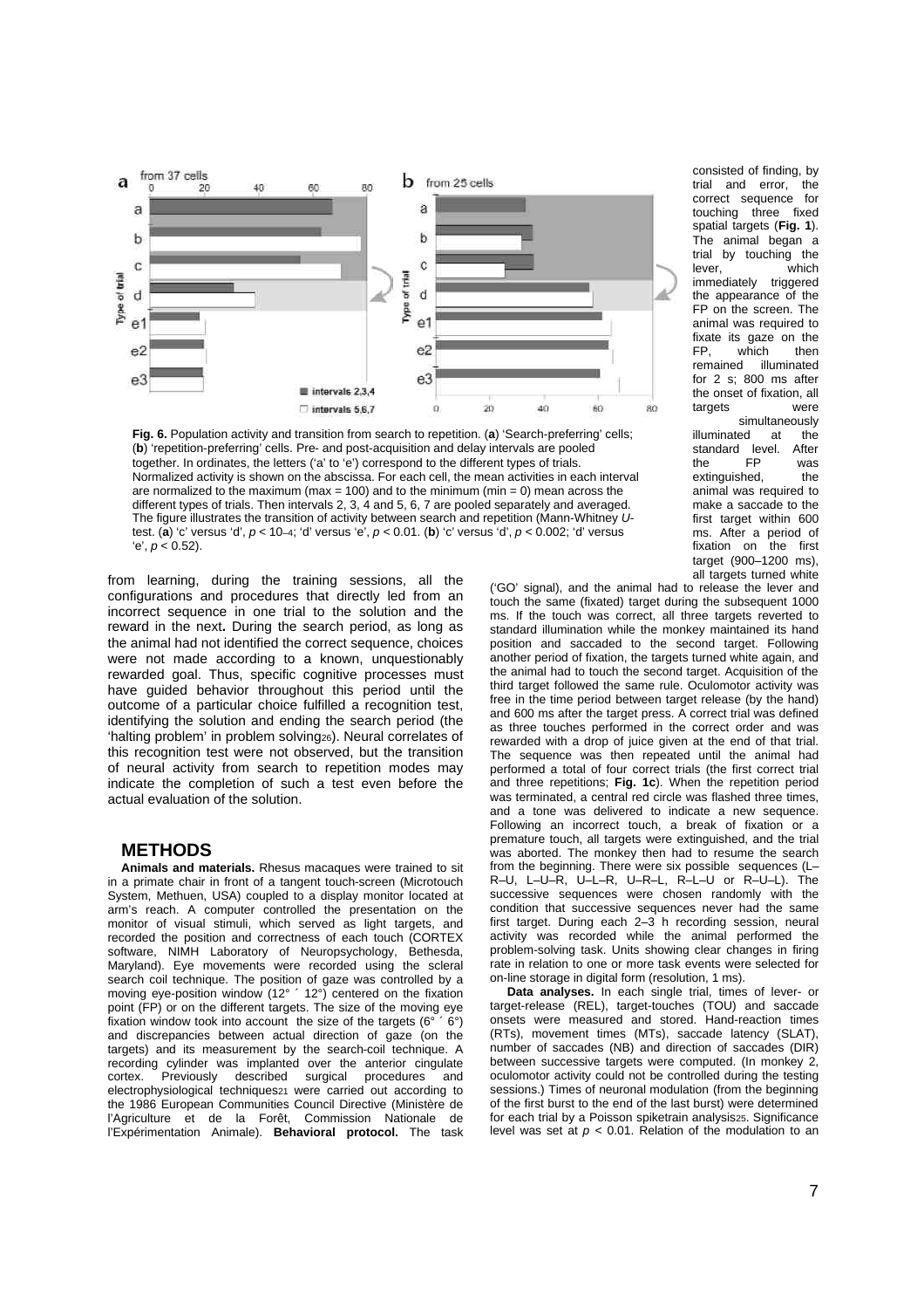**Fig. 6.** Population activity and transition from search to repetition. (**a**) 'Search-preferring' cells; (**b**) 'repetition-preferring' cells. Pre- and post-acquisition and delay intervals are pooled together. In ordinates, the letters ('a' to 'e') correspond to the different types of trials. Normalized activity is shown on the abscissa. For each cell, the mean activities in each interval are normalized to the maximum (max = 100) and to the minimum (min = 0) mean across the different types of trials. Then intervals 2, 3, 4 and 5, 6, 7 are pooled separately and averaged. The figure illustrates the transition of activity between search and repetition (Mann-Whitney *U*-test. (**a**) 'c' versus 'd', $p < 10^{-4}$; 'd' versus 'e', $p < 0.01$. (**b**) 'c' versus 'd', $p < 0.002$; 'd' versus 'e', $p < 0.52$).

from learning, during the training sessions, all the configurations and procedures that directly led from an incorrect sequence in one trial to the solution and the reward in the next**.** During the search period, as long as the animal had not identified the correct sequence, choices were not made according to a known, unquestionably rewarded goal. Thus, specific cognitive processes must have guided behavior throughout this period until the outcome of a particular choice fulfilled a recognition test, identifying the solution and ending the search period (the 'halting problem' in problem solving[26]). Neural correlates of this recognition test were not observed, but the transition of neural activity from search to repetition modes may indicate the completion of such a test even before the actual evaluation of the solution.

## METHODS

**Animals and materials.** Rhesus macaques were trained to sit in a primate chair in front of a tangent touch-screen (Microtouch System, Methuen, USA) coupled to a display monitor located at arm's reach. A computer controlled the presentation on the monitor of visual stimuli, which served as light targets, and recorded the position and correctness of each touch (CORTEX software, NIMH Laboratory of Neuropsychology, Bethesda, Maryland). Eye movements were recorded using the scleral search coil technique. The position of gaze was controlled by a moving eye-position window (12° ´ 12°) centered on the fixation point (FP) or on the different targets. The size of the moving eye fixation window took into account the size of the targets (6° ´ 6°) and discrepancies between actual direction of gaze (on the targets) and its measurement by the search-coil technique. A recording cylinder was implanted over the anterior cingulate cortex. Previously described surgical procedures and electrophysiological techniques[21] were carried out according to the 1986 European Communities Council Directive (Ministère de l'Agriculture et de la Forêt, Commission Nationale de l'Expérimentation Animale). **Behavioral protocol.** The task consisted of finding, by trial and error, the correct sequence for touching three fixed spatial targets (**Fig. 1**). The animal began a trial by touching the lever, which immediately triggered the appearance of the FP on the screen. The animal was required to fixate its gaze on the FP, which then remained illuminated for 2 s; 800 ms after the onset of fixation, all targets were simultaneously illuminated at the standard level. After the FP was extinguished, the animal was required to make a saccade to the first target within 600 ms. After a period of fixation on the first target (900–1200 ms), all targets turned white ('GO' signal), and the animal had to release the lever and touch the same (fixated) target during the subsequent 1000 ms. If the touch was correct, all three targets reverted to standard illumination while the monkey maintained its hand position and saccaded to the second target. Following another period of fixation, the targets turned white again, and the animal had to touch the second target. Acquisition of the third target followed the same rule. Oculomotor activity was free in the time period between target release (by the hand) and 600 ms after the target press. A correct trial was defined as three touches performed in the correct order and was rewarded with a drop of juice given at the end of that trial. The sequence was then repeated until the animal had performed a total of four correct trials (the first correct trial and three repetitions; **Fig. 1c**). When the repetition period was terminated, a central red circle was flashed three times, and a tone was delivered to indicate a new sequence. Following an incorrect touch, a break of fixation or a premature touch, all targets were extinguished, and the trial was aborted. The monkey then had to resume the search from the beginning. There were six possible sequences (L–R–U, L–U–R, U–L–R, U–R–L, R–L–U or R–U–L). The successive sequences were chosen randomly with the condition that successive sequences never had the same first target. During each 2–3 h recording session, neural activity was recorded while the animal performed the problem-solving task. Units showing clear changes in firing rate in relation to one or more task events were selected for on-line storage in digital form (resolution, 1 ms).

**Data analyses.** In each single trial, times of lever- or target-release (REL), target-touches (TOU) and saccade onsets were measured and stored. Hand-reaction times (RTs), movement times (MTs), saccade latency (SLAT), number of saccades (NB) and direction of saccades (DIR) between successive targets were computed. (In monkey 2, oculomotor activity could not be controlled during the testing sessions.) Times of neuronal modulation (from the beginning of the first burst to the end of the last burst) were determined for each trial by a Poisson spiketrain analysis[25]. Significance level was set at $p < 0.01$. Relation of the modulation to an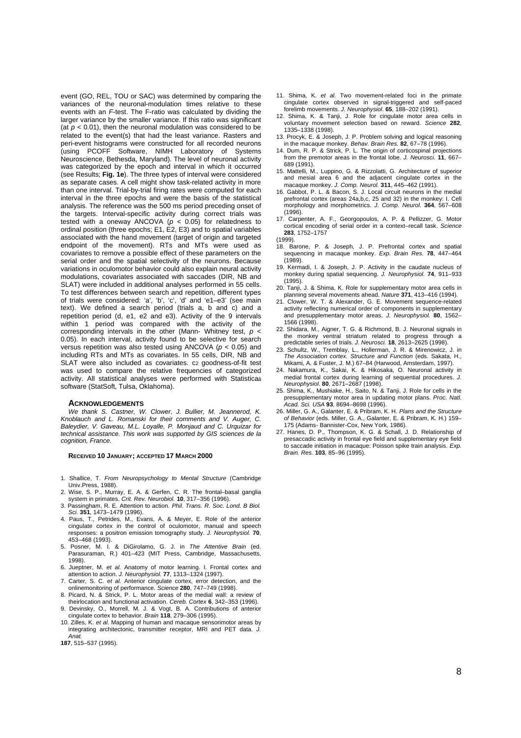event (GO, REL, TOU or SAC) was determined by comparing the variances of the neuronal-modulation times relative to these events with an *F*-test. The F-ratio was calculated by dividing the larger variance by the smaller variance. If this ratio was significant (at $p < 0.01$), then the neuronal modulation was considered to be related to the event(s) that had the least variance. Rasters and peri-event histograms were constructed for all recorded neurons (using PCOFF Software, NIMH Laboratory of Systems Neuroscience, Bethesda, Maryland). The level of neuronal activity was categorized by the epoch and interval in which it occurred (see Results; **Fig. 1e**). The three types of interval were considered as separate cases. A cell might show task-related activity in more than one interval. Trial-by-trial firing rates were computed for each interval in the three epochs and were the basis of the statistical analysis. The reference was the 500 ms period preceding onset of the targets. Interval-specific activity during correct trials was tested with a oneway ANCOVA ($p < 0.05$) for relatedness to ordinal position (three epochs; E1, E2, E3) and to spatial variables associated with the hand movement (target of origin and targeted endpoint of the movement). RTs and MTs were used as covariates to remove a possible effect of these parameters on the serial order and the spatial selectivity of the neurons. Because variations in oculomotor behavior could also explain neural activity modulations, covariates associated with saccades (DIR, NB and SLAT) were included in additional analyses performed in 55 cells. To test differences between search and repetition, different types of trials were considered: 'a', 'b', 'c', 'd' and 'e1–e3' (see main text). We defined a search period (trials a, b and c) and a repetition period (d, e1, e2 and e3). Activity of the 9 intervals within 1 period was compared with the activity of the corresponding intervals in the other (Mann- Whitney test, $p < 0.05$). In each interval, activity found to be selective for search versus repetition was also tested using ANCOVA ($p < 0.05$) and including RTs and MTs as covariates. In 55 cells, DIR, NB and SLAT were also included as covariates. $\chi^2$ goodness-of-fit test was used to compare the relative frequencies of categorized activity. All statistical analyses were performed with Statistica® software (StatSoft, Tulsa, Oklahoma).

## ACKNOWLEDGEMENTS

*We thank S. Castner, W. Clower, J. Bullier, M. Jeannerod, K. Knoblauch and L. Romanski for their comments and V. Auger, C. Baleydier, V. Gaveau, M.L. Loyalle, P. Monjaud and C. Urquizar for technical assistance. This work was supported by GIS sciences de la cognition, France.*

**RECEIVED 10 JANUARY; ACCEPTED 17 MARCH 2000**

1. Shallice, T. *From Neuropsychology to Mental Structure* (Cambridge Univ.Press, 1988).
2. Wise, S. P., Murray, E. A. & Gerfen, C. R. The frontal–basal ganglia system in primates. *Crit. Rev. Neurobiol.* **10**, 317–356 (1996).
3. Passingham, R. E. Attention to action. *Phil. Trans. R. Soc. Lond. B Biol. Sci.* **351**, 1473–1479 (1996).
4. Paus, T., Petrides, M., Evans, A. & Meyer, E. Role of the anterior cingulate cortex in the control of oculomotor, manual and speech responses: a positron emission tomography study. *J. Neurophysiol.* **70**, 453–468 (1993).
5. Posner, M. I. & DiGirolamo, G. J. in *The Attentive Brain* (ed. Parasuraman, R.) 401–423 (MIT Press, Cambridge, Massachusetts, 1998).
6. Jueptner, M. *et al.* Anatomy of motor learning. I. Frontal cortex and attention to action. *J. Neurophysiol.* **77**, 1313–1324 (1997).
7. Carter, S. C. *et al.* Anterior cingulate cortex, error detection, and the onlinemonitoring of performance. *Science* **280**, 747–749 (1998).
8. Picard, N. & Strick, P. L. Motor areas of the medial wall: a review of theirlocation and functional activation. *Cereb. Cortex* **6**, 342–353 (1996).
9. Devinsky, O., Morrell, M. J. & Vogt, B. A. Contributions of anterior cingulate cortex to behavior. *Brain* **118**, 279–306 (1995).
10. Zilles, K. *et al*. Mapping of human and macaque sensorimotor areas by integrating architectonic, transmitter receptor, MRI and PET data. *J. Anat.* **187**, 515–537 (1995).
11. Shima, K. *et al.* Two movement-related foci in the primate cingulate cortex observed in signal-triggered and self-paced forelimb movements. *J. Neurophysiol*. **65**, 188–202 (1991).
12. Shima, K. & Tanji, J. Role for cingulate motor area cells in voluntary movement selection based on reward. *Science* **282**, 1335–1338 (1998).
13. Procyk, E. & Joseph, J. P. Problem solving and logical reasoning in the macaque monkey. *Behav. Brain Res.* **82**, 67–78 (1996).
14. Dum, R. P. & Strick, P. L. The origin of corticospinal projections from the premotor areas in the frontal lobe. *J. Neurosci.* **11**, 667–689 (1991).
15. Mattelli, M., Luppino, G. & Rizzolatti, G. Architecture of superior and mesial area 6 and the adjacent cingulate cortex in the macaque monkey. *J. Comp. Neurol.* **311**, 445–462 (1991).
16. Gabbot, P. L. & Bacon, S. J. Local circuit neurons in the medial prefrontal cortex (areas 24a,b,c, 25 and 32) in the monkey: I. Cell morphology and morphometrics. *J. Comp. Neurol.* **364**, 567–608 (1996).
17. Carpenter, A. F., Georgopoulos, A. P. & Pellizzer, G. Motor cortical encoding of serial order in a context–recall task. *Science* **283**, 1752–1757 (1999).
18. Barone, P. & Joseph, J. P. Prefrontal cortex and spatial sequencing in macaque monkey. *Exp. Brain Res.* **78**, 447–464 (1989).
19. Kermadi, I. & Joseph, J. P. Activity in the caudate nucleus of monkey during spatial sequencing. *J. Neurophysiol.* **74**, 911–933 (1995).
20. Tanji, J. & Shima, K. Role for supplementary motor area cells in planning several movements ahead. *Nature* **371**, 413–416 (1994).
21. Clower, W. T. & Alexander, G. E. Movement sequence-related activity reflecting numerical order of components in supplementary and presupplementary motor areas. *J. Neurophysiol.* **80**, 1562–1566 (1998).
22. Shidara, M., Aigner, T. G. & Richmond, B. J. Neuronal signals in the monkey ventral striatum related to progress through a predictable series of trials. *J. Neurosci.* **18**, 2613–2625 (1998).
23. Schultz, W., Tremblay, L., Hollerman, J. R. & Mirenowicz, J. in *The Association cortex. Structure and Function* (eds. Sakata, H., Mikami, A. & Fuster, J. M.) 67–84 (Harwood, Amsterdam, 1997).
24. Nakamura, K., Sakai, K. & Hikosaka, O. Neuronal activity in medial frontal cortex during learning of sequential procedures. *J. Neurophysiol.* **80**, 2671–2687 (1998).
25. Shima, K., Mushiake, H., Saito, N. & Tanji, J. Role for cells in the presupplementary motor area in updating motor plans. *Proc. Natl. Acad. Sci. USA* **93**, 8694–8698 (1996).
26. Miller, G. A., Galanter, E. & Pribram, K. H. *Plans and the Structure of Behavior* (eds. Miller, G. A., Galanter, E. & Pribram, K. H.) 159–175 (Adams- Bannister-Cox, New York, 1986).
27. Hanes, D. P., Thompson, K. G. & Schall, J. D. Relationship of presaccadic activity in frontal eye field and supplementary eye field to saccade initiation in macaque: Poisson spike train analysis. *Exp. Brain. Res.* **103**, 85–96 (1995).